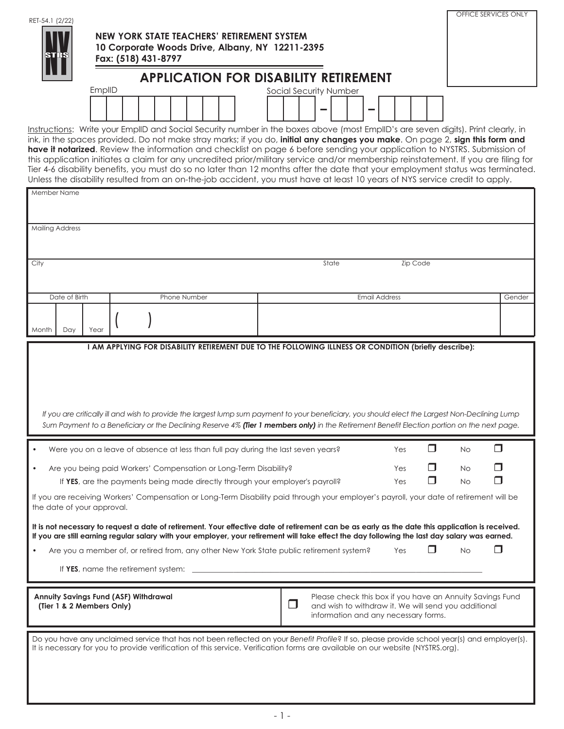RET-54.1 (2/22)

OFFICE SERVICES ONLY

**NEW YORK STATE TEACHERS' RETIREMENT SYSTEM**
**10 Corporate Woods Drive, Albany, NY 12211-2395**
**Fax: (518) 431-8797**

# APPLICATION FOR DISABILITY RETIREMENT

| EmplID | Social Security Number |
|---|---|
| | – – |

Instructions: Write your EmplID and Social Security number in the boxes above (most EmplID's are seven digits). Print clearly, in ink, in the spaces provided. Do not make stray marks; if you do, **initial any changes you make**. On page 2, **sign this form and have it notarized**. Review the information and checklist on page 6 before sending your application to NYSTRS. Submission of this application initiates a claim for any uncredited prior/military service and/or membership reinstatement. If you are filing for Tier 4-6 disability benefits, you must do so no later than 12 months after the date that your employment status was terminated. Unless the disability resulted from an on-the-job accident, you must have at least 10 years of NYS service credit to apply.

| Member Name | | | | | |
|---|---|---|---|---|---|
| Mailing Address | | | | | |
| City | | | State | Zip Code | |
| Date of Birth (Month / Day / Year) | | Phone Number ( ) | Email Address | | Gender |

**I AM APPLYING FOR DISABILITY RETIREMENT DUE TO THE FOLLOWING ILLNESS OR CONDITION (briefly describe):**

*If you are critically ill and wish to provide the largest lump sum payment to your beneficiary, you should elect the Largest Non-Declining Lump Sum Payment to a Beneficiary or the Declining Reserve 4% **(Tier 1 members only)** in the Retirement Benefit Election portion on the next page.*

- Were you on a leave of absence at less than full pay during the last seven years? Yes ☐ No ☐
- Are you being paid Workers' Compensation or Long-Term Disability? Yes ☐ No ☐
  If **YES**, are the payments being made directly through your employer's payroll? Yes ☐ No ☐

If you are receiving Workers' Compensation or Long-Term Disability paid through your employer's payroll, your date of retirement will be the date of your approval.

**It is not necessary to request a date of retirement. Your effective date of retirement can be as early as the date this application is received. If you are still earning regular salary with your employer, your retirement will take effect the day following the last day salary was earned.**

- Are you a member of, or retired from, any other New York State public retirement system? Yes ☐ No ☐
  If **YES**, name the retirement system: ____________________

**Annuity Savings Fund (ASF) Withdrawal (Tier 1 & 2 Members Only)**

☐ Please check this box if you have an Annuity Savings Fund and wish to withdraw it. We will send you additional information and any necessary forms.

Do you have any unclaimed service that has not been reflected on your *Benefit Profile*? If so, please provide school year(s) and employer(s). It is necessary for you to provide verification of this service. Verification forms are available on our website (NYSTRS.org).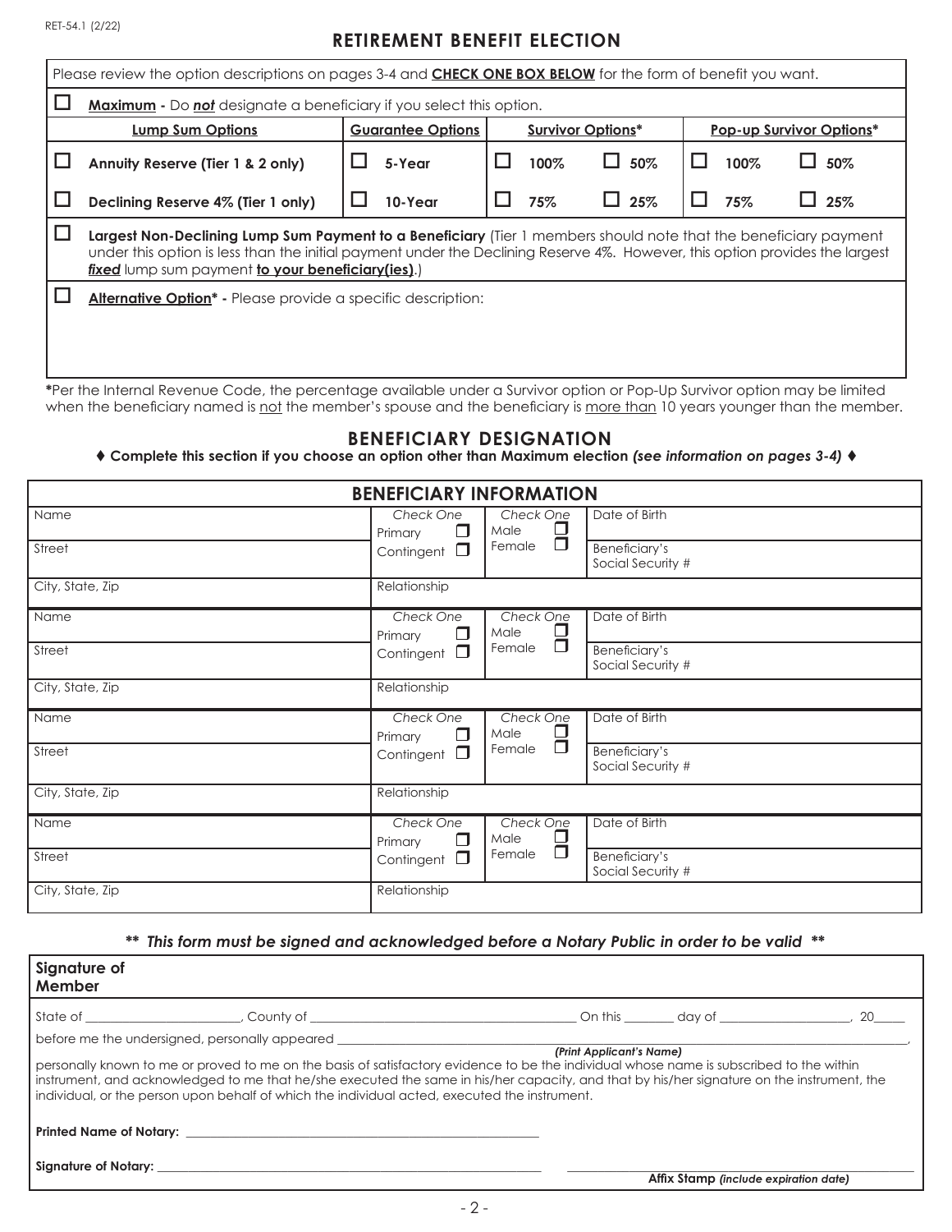RET-54.1 (2/22)

# RETIREMENT BENEFIT ELECTION

Please review the option descriptions on pages 3-4 and **CHECK ONE BOX BELOW** for the form of benefit you want.

☐ **Maximum -** Do ***not*** designate a beneficiary if you select this option.

| Lump Sum Options | Guarantee Options | Survivor Options* | | Pop-up Survivor Options* | |
|---|---|---|---|---|---|
| ☐ **Annuity Reserve (Tier 1 & 2 only)** | ☐ **5-Year** | ☐ **100%** | ☐ **50%** | ☐ **100%** | ☐ **50%** |
| ☐ **Declining Reserve 4% (Tier 1 only)** | ☐ **10-Year** | ☐ **75%** | ☐ **25%** | ☐ **75%** | ☐ **25%** |

☐ **Largest Non-Declining Lump Sum Payment to a Beneficiary** (Tier 1 members should note that the beneficiary payment under this option is less than the initial payment under the Declining Reserve 4%. However, this option provides the largest ***fixed*** lump sum payment **to your beneficiary(ies)**.)

☐ **Alternative Option* -** Please provide a specific description:

*Per the Internal Revenue Code, the percentage available under a Survivor option or Pop-Up Survivor option may be limited when the beneficiary named is not the member's spouse and the beneficiary is more than 10 years younger than the member.

## BENEFICIARY DESIGNATION

♦ **Complete this section if you choose an option other than Maximum election *(see information on pages 3-4)*** ♦

### BENEFICIARY INFORMATION

| Name | *Check One* Primary ☐ | *Check One* Male ☐ | Date of Birth |
|---|---|---|---|
| Street | Contingent ☐ | Female ☐ | Beneficiary's Social Security # |
| City, State, Zip | Relationship | | |

| Name | *Check One* Primary ☐ | *Check One* Male ☐ | Date of Birth |
|---|---|---|---|
| Street | Contingent ☐ | Female ☐ | Beneficiary's Social Security # |
| City, State, Zip | Relationship | | |

| Name | *Check One* Primary ☐ | *Check One* Male ☐ | Date of Birth |
|---|---|---|---|
| Street | Contingent ☐ | Female ☐ | Beneficiary's Social Security # |
| City, State, Zip | Relationship | | |

| Name | *Check One* Primary ☐ | *Check One* Male ☐ | Date of Birth |
|---|---|---|---|
| Street | Contingent ☐ | Female ☐ | Beneficiary's Social Security # |
| City, State, Zip | Relationship | | |

***\*\* This form must be signed and acknowledged before a Notary Public in order to be valid \*\****

**Signature of Member**

State of ______________________, County of ______________________________________ On this _______ day of __________________, 20_____

before me the undersigned, personally appeared ______________________________________________________________________,
***(Print Applicant's Name)***

personally known to me or proved to me on the basis of satisfactory evidence to be the individual whose name is subscribed to the within instrument, and acknowledged to me that he/she executed the same in his/her capacity, and that by his/her signature on the instrument, the individual, or the person upon behalf of which the individual acted, executed the instrument.

**Printed Name of Notary:** ______________________________________________________

**Signature of Notary:** ________________________________________________________ ________________________________________

**Affix Stamp *(include expiration date)***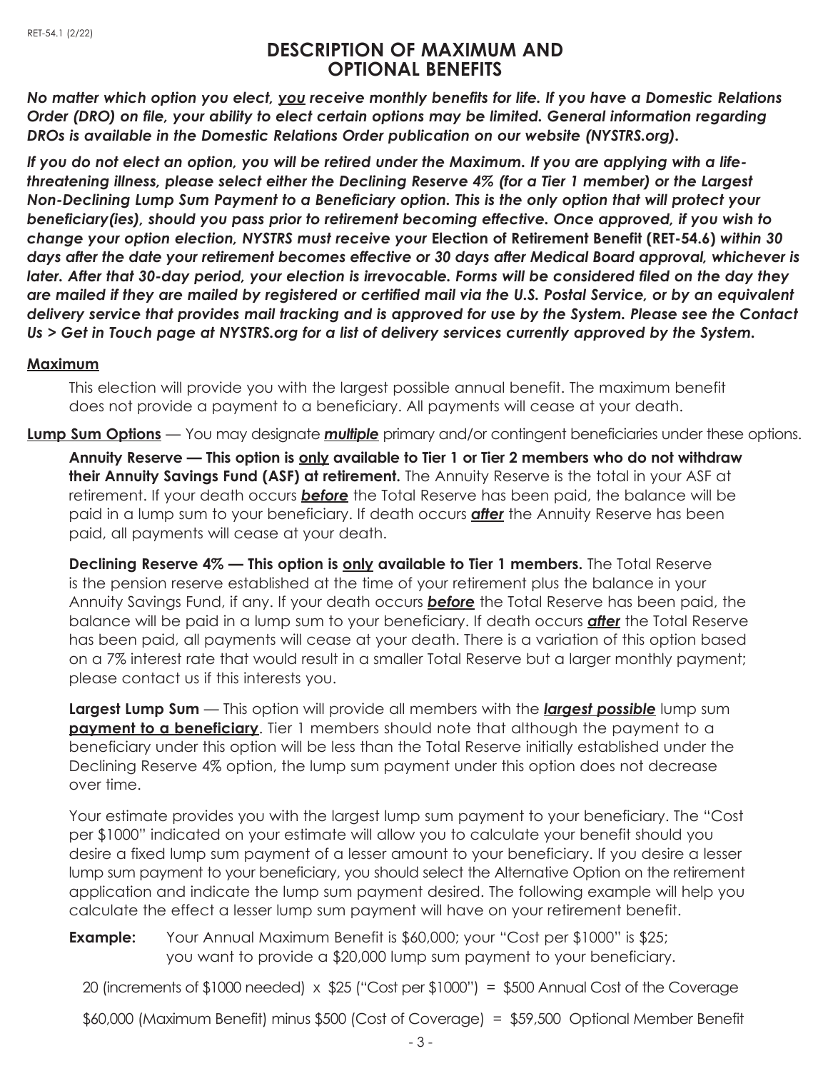# DESCRIPTION OF MAXIMUM AND OPTIONAL BENEFITS

***No matter which option you elect, you receive monthly benefits for life. If you have a Domestic Relations Order (DRO) on file, your ability to elect certain options may be limited. General information regarding DROs is available in the Domestic Relations Order publication on our website (NYSTRS.org).***

***If you do not elect an option, you will be retired under the Maximum. If you are applying with a life-threatening illness, please select either the Declining Reserve 4% (for a Tier 1 member) or the Largest Non-Declining Lump Sum Payment to a Beneficiary option. This is the only option that will protect your beneficiary(ies), should you pass prior to retirement becoming effective. Once approved, if you wish to change your option election, NYSTRS must receive your* Election of Retirement Benefit (RET-54.6) *within 30 days after the date your retirement becomes effective or 30 days after Medical Board approval, whichever is later. After that 30-day period, your election is irrevocable. Forms will be considered filed on the day they are mailed if they are mailed by registered or certified mail via the U.S. Postal Service, or by an equivalent delivery service that provides mail tracking and is approved for use by the System. Please see the Contact Us > Get in Touch page at NYSTRS.org for a list of delivery services currently approved by the System.***

**Maximum**

This election will provide you with the largest possible annual benefit. The maximum benefit does not provide a payment to a beneficiary. All payments will cease at your death.

**Lump Sum Options** — You may designate ***multiple*** primary and/or contingent beneficiaries under these options.

**Annuity Reserve — This option is only available to Tier 1 or Tier 2 members who do not withdraw their Annuity Savings Fund (ASF) at retirement.** The Annuity Reserve is the total in your ASF at retirement. If your death occurs ***before*** the Total Reserve has been paid, the balance will be paid in a lump sum to your beneficiary. If death occurs ***after*** the Annuity Reserve has been paid, all payments will cease at your death.

**Declining Reserve 4% — This option is only available to Tier 1 members.** The Total Reserve is the pension reserve established at the time of your retirement plus the balance in your Annuity Savings Fund, if any. If your death occurs ***before*** the Total Reserve has been paid, the balance will be paid in a lump sum to your beneficiary. If death occurs ***after*** the Total Reserve has been paid, all payments will cease at your death. There is a variation of this option based on a 7% interest rate that would result in a smaller Total Reserve but a larger monthly payment; please contact us if this interests you.

**Largest Lump Sum** — This option will provide all members with the ***largest possible*** lump sum **payment to a beneficiary**. Tier 1 members should note that although the payment to a beneficiary under this option will be less than the Total Reserve initially established under the Declining Reserve 4% option, the lump sum payment under this option does not decrease over time.

Your estimate provides you with the largest lump sum payment to your beneficiary. The "Cost per $1000" indicated on your estimate will allow you to calculate your benefit should you desire a fixed lump sum payment of a lesser amount to your beneficiary. If you desire a lesser lump sum payment to your beneficiary, you should select the Alternative Option on the retirement application and indicate the lump sum payment desired. The following example will help you calculate the effect a lesser lump sum payment will have on your retirement benefit.

**Example:** Your Annual Maximum Benefit is $60,000; your "Cost per $1000" is $25; you want to provide a $20,000 lump sum payment to your beneficiary.

20 (increments of $1000 needed) x $25 ("Cost per $1000") = $500 Annual Cost of the Coverage

$60,000 (Maximum Benefit) minus $500 (Cost of Coverage) = $59,500 Optional Member Benefit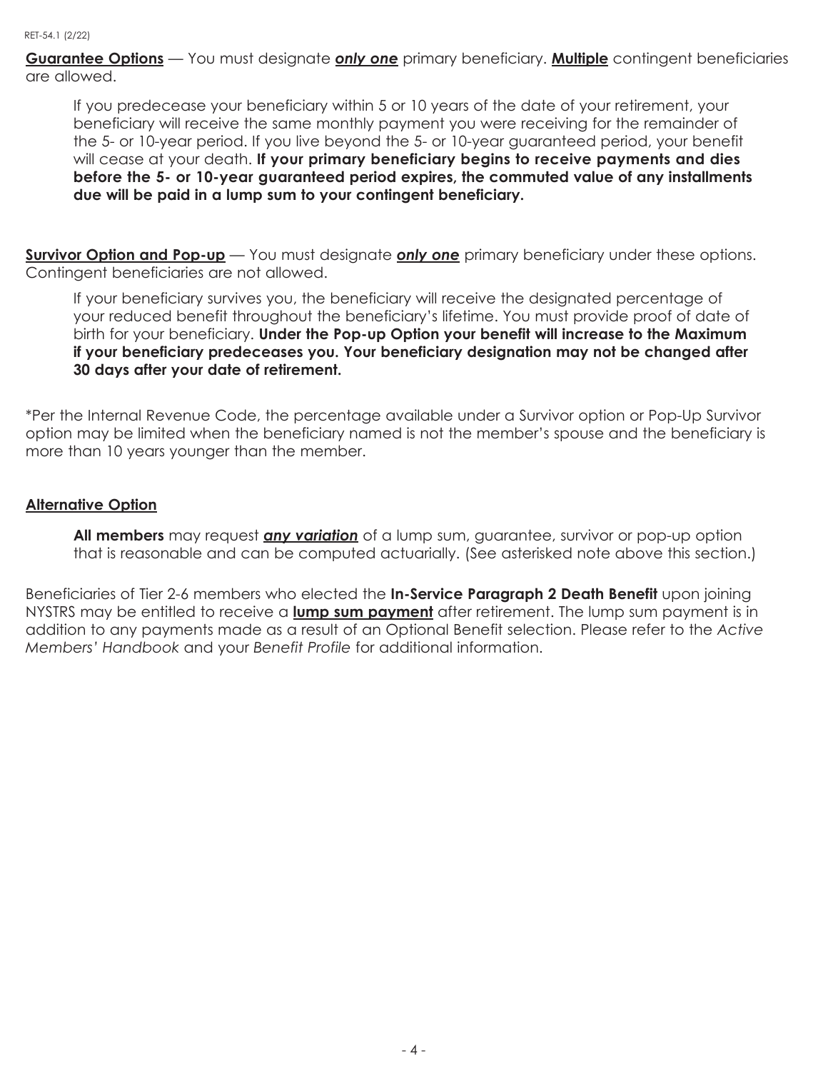**<u>Guarantee Options</u>** — You must designate ***<u>only one</u>*** primary beneficiary. **<u>Multiple</u>** contingent beneficiaries are allowed.

> If you predecease your beneficiary within 5 or 10 years of the date of your retirement, your beneficiary will receive the same monthly payment you were receiving for the remainder of the 5- or 10-year period. If you live beyond the 5- or 10-year guaranteed period, your benefit will cease at your death. **If your primary beneficiary begins to receive payments and dies before the 5- or 10-year guaranteed period expires, the commuted value of any installments due will be paid in a lump sum to your contingent beneficiary.**

**<u>Survivor Option and Pop-up</u>** — You must designate ***<u>only one</u>*** primary beneficiary under these options. Contingent beneficiaries are not allowed.

> If your beneficiary survives you, the beneficiary will receive the designated percentage of your reduced benefit throughout the beneficiary's lifetime. You must provide proof of date of birth for your beneficiary. **Under the Pop-up Option your benefit will increase to the Maximum if your beneficiary predeceases you. Your beneficiary designation may not be changed after 30 days after your date of retirement.**

*Per the Internal Revenue Code, the percentage available under a Survivor option or Pop-Up Survivor option may be limited when the beneficiary named is not the member's spouse and the beneficiary is more than 10 years younger than the member.

**<u>Alternative Option</u>**

> **All members** may request ***<u>any variation</u>*** of a lump sum, guarantee, survivor or pop-up option that is reasonable and can be computed actuarially. (See asterisked note above this section.)

Beneficiaries of Tier 2-6 members who elected the **In-Service Paragraph 2 Death Benefit** upon joining NYSTRS may be entitled to receive a **<u>lump sum payment</u>** after retirement. The lump sum payment is in addition to any payments made as a result of an Optional Benefit selection. Please refer to the *Active Members' Handbook* and your *Benefit Profile* for additional information.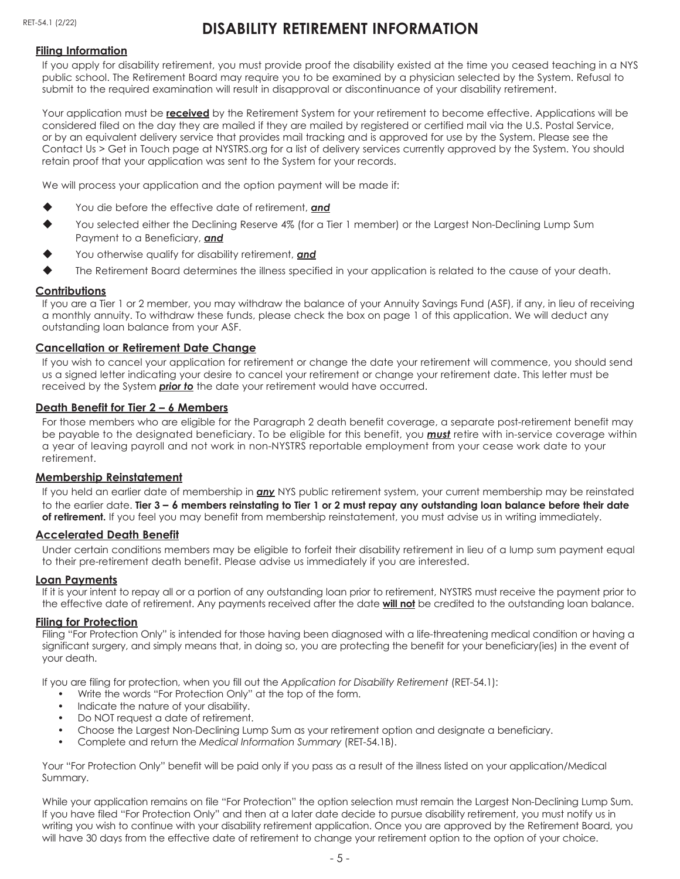# DISABILITY RETIREMENT INFORMATION

## Filing Information

If you apply for disability retirement, you must provide proof the disability existed at the time you ceased teaching in a NYS public school. The Retirement Board may require you to be examined by a physician selected by the System. Refusal to submit to the required examination will result in disapproval or discontinuance of your disability retirement.

Your application must be **received** by the Retirement System for your retirement to become effective. Applications will be considered filed on the day they are mailed if they are mailed by registered or certified mail via the U.S. Postal Service, or by an equivalent delivery service that provides mail tracking and is approved for use by the System. Please see the Contact Us > Get in Touch page at NYSTRS.org for a list of delivery services currently approved by the System. You should retain proof that your application was sent to the System for your records.

We will process your application and the option payment will be made if:

- You die before the effective date of retirement, ***and***
- You selected either the Declining Reserve 4% (for a Tier 1 member) or the Largest Non-Declining Lump Sum Payment to a Beneficiary, ***and***
- You otherwise qualify for disability retirement, ***and***
- The Retirement Board determines the illness specified in your application is related to the cause of your death.

## Contributions

If you are a Tier 1 or 2 member, you may withdraw the balance of your Annuity Savings Fund (ASF), if any, in lieu of receiving a monthly annuity. To withdraw these funds, please check the box on page 1 of this application. We will deduct any outstanding loan balance from your ASF.

## Cancellation or Retirement Date Change

If you wish to cancel your application for retirement or change the date your retirement will commence, you should send us a signed letter indicating your desire to cancel your retirement or change your retirement date. This letter must be received by the System ***prior to*** the date your retirement would have occurred.

## Death Benefit for Tier 2 – 6 Members

For those members who are eligible for the Paragraph 2 death benefit coverage, a separate post-retirement benefit may be payable to the designated beneficiary. To be eligible for this benefit, you ***must*** retire with in-service coverage within a year of leaving payroll and not work in non-NYSTRS reportable employment from your cease work date to your retirement.

## Membership Reinstatement

If you held an earlier date of membership in ***any*** NYS public retirement system, your current membership may be reinstated to the earlier date. **Tier 3 – 6 members reinstating to Tier 1 or 2 must repay any outstanding loan balance before their date of retirement.** If you feel you may benefit from membership reinstatement, you must advise us in writing immediately.

## Accelerated Death Benefit

Under certain conditions members may be eligible to forfeit their disability retirement in lieu of a lump sum payment equal to their pre-retirement death benefit. Please advise us immediately if you are interested.

## Loan Payments

If it is your intent to repay all or a portion of any outstanding loan prior to retirement, NYSTRS must receive the payment prior to the effective date of retirement. Any payments received after the date **will not** be credited to the outstanding loan balance.

## Filing for Protection

Filing "For Protection Only" is intended for those having been diagnosed with a life-threatening medical condition or having a significant surgery, and simply means that, in doing so, you are protecting the benefit for your beneficiary(ies) in the event of your death.

If you are filing for protection, when you fill out the *Application for Disability Retirement* (RET-54.1):

- Write the words "For Protection Only" at the top of the form.
- Indicate the nature of your disability.
- Do NOT request a date of retirement.
- Choose the Largest Non-Declining Lump Sum as your retirement option and designate a beneficiary.
- Complete and return the *Medical Information Summary* (RET-54.1B).

Your "For Protection Only" benefit will be paid only if you pass as a result of the illness listed on your application/Medical Summary.

While your application remains on file "For Protection" the option selection must remain the Largest Non-Declining Lump Sum. If you have filed "For Protection Only" and then at a later date decide to pursue disability retirement, you must notify us in writing you wish to continue with your disability retirement application. Once you are approved by the Retirement Board, you will have 30 days from the effective date of retirement to change your retirement option to the option of your choice.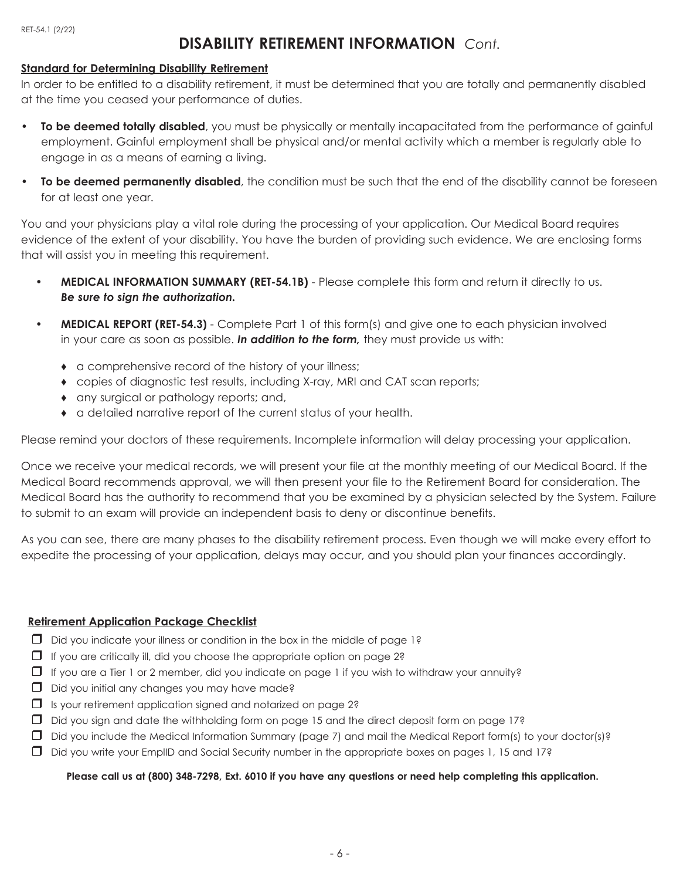# DISABILITY RETIREMENT INFORMATION *Cont.*

**Standard for Determining Disability Retirement**

In order to be entitled to a disability retirement, it must be determined that you are totally and permanently disabled at the time you ceased your performance of duties.

- **To be deemed totally disabled**, you must be physically or mentally incapacitated from the performance of gainful employment. Gainful employment shall be physical and/or mental activity which a member is regularly able to engage in as a means of earning a living.
- **To be deemed permanently disabled**, the condition must be such that the end of the disability cannot be foreseen for at least one year.

You and your physicians play a vital role during the processing of your application. Our Medical Board requires evidence of the extent of your disability. You have the burden of providing such evidence. We are enclosing forms that will assist you in meeting this requirement.

- **MEDICAL INFORMATION SUMMARY (RET-54.1B)** - Please complete this form and return it directly to us. ***Be sure to sign the authorization.***
- **MEDICAL REPORT (RET-54.3)** - Complete Part 1 of this form(s) and give one to each physician involved in your care as soon as possible. ***In addition to the form,*** they must provide us with:
  - a comprehensive record of the history of your illness;
  - copies of diagnostic test results, including X-ray, MRI and CAT scan reports;
  - any surgical or pathology reports; and,
  - a detailed narrative report of the current status of your health.

Please remind your doctors of these requirements. Incomplete information will delay processing your application.

Once we receive your medical records, we will present your file at the monthly meeting of our Medical Board. If the Medical Board recommends approval, we will then present your file to the Retirement Board for consideration. The Medical Board has the authority to recommend that you be examined by a physician selected by the System. Failure to submit to an exam will provide an independent basis to deny or discontinue benefits.

As you can see, there are many phases to the disability retirement process. Even though we will make every effort to expedite the processing of your application, delays may occur, and you should plan your finances accordingly.

**Retirement Application Package Checklist**

- ☐ Did you indicate your illness or condition in the box in the middle of page 1?
- ☐ If you are critically ill, did you choose the appropriate option on page 2?
- ☐ If you are a Tier 1 or 2 member, did you indicate on page 1 if you wish to withdraw your annuity?
- ☐ Did you initial any changes you may have made?
- ☐ Is your retirement application signed and notarized on page 2?
- ☐ Did you sign and date the withholding form on page 15 and the direct deposit form on page 17?
- ☐ Did you include the Medical Information Summary (page 7) and mail the Medical Report form(s) to your doctor(s)?
- ☐ Did you write your EmplID and Social Security number in the appropriate boxes on pages 1, 15 and 17?

**Please call us at (800) 348-7298, Ext. 6010 if you have any questions or need help completing this application.**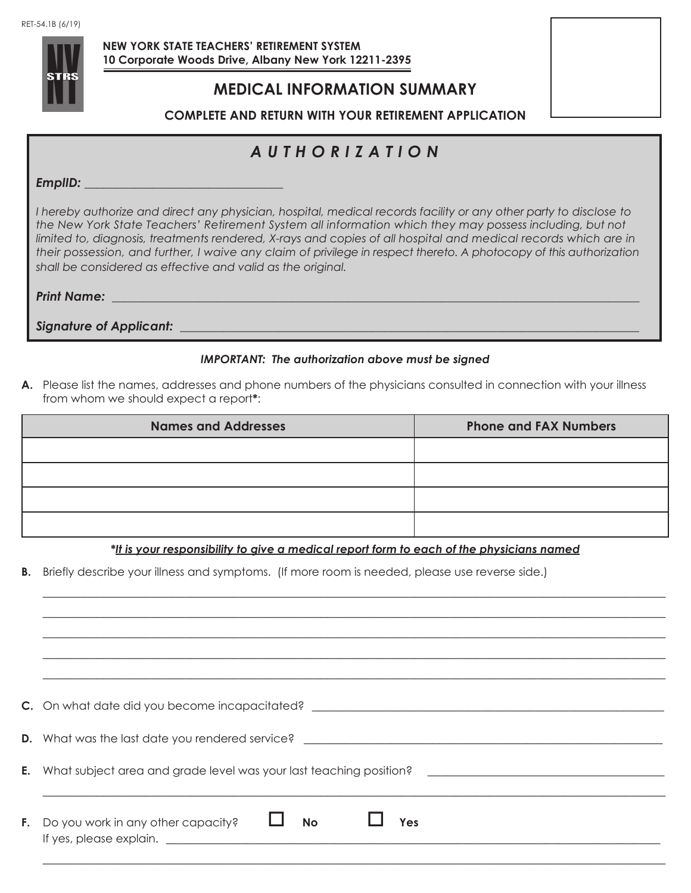RET-54.1B (6/19)

**NEW YORK STATE TEACHERS' RETIREMENT SYSTEM**
**10 Corporate Woods Drive, Albany New York 12211-2395**

# MEDICAL INFORMATION SUMMARY

**COMPLETE AND RETURN WITH YOUR RETIREMENT APPLICATION**

## *A U T H O R I Z A T I O N*

***EmplID:*** ______________________________

*I hereby authorize and direct any physician, hospital, medical records facility or any other party to disclose to the New York State Teachers' Retirement System all information which they may possess including, but not limited to, diagnosis, treatments rendered, X-rays and copies of all hospital and medical records which are in their possession, and further, I waive any claim of privilege in respect thereto. A photocopy of this authorization shall be considered as effective and valid as the original.*

***Print Name:*** ______________________________________________________________

***Signature of Applicant:*** ____________________________________________________

***IMPORTANT: The authorization above must be signed***

**A.** Please list the names, addresses and phone numbers of the physicians consulted in connection with your illness from whom we should expect a report**\***:

| Names and Addresses | Phone and FAX Numbers |
|---|---|
| | |
| | |
| | |
| | |

***\*<u>It is your responsibility to give a medical report form to each of the physicians named</u>***

**B.** Briefly describe your illness and symptoms. (If more room is needed, please use reverse side.)

______________________________________________________________________________

______________________________________________________________________________

______________________________________________________________________________

______________________________________________________________________________

______________________________________________________________________________

**C.** On what date did you become incapacitated? ____________________________________

**D.** What was the last date you rendered service? ____________________________________

**E.** What subject area and grade level was your last teaching position? ______________________

______________________________________________________________________________

**F.** Do you work in any other capacity? ☐ **No** ☐ **Yes**
If yes, please explain. ____________________________________________________________

______________________________________________________________________________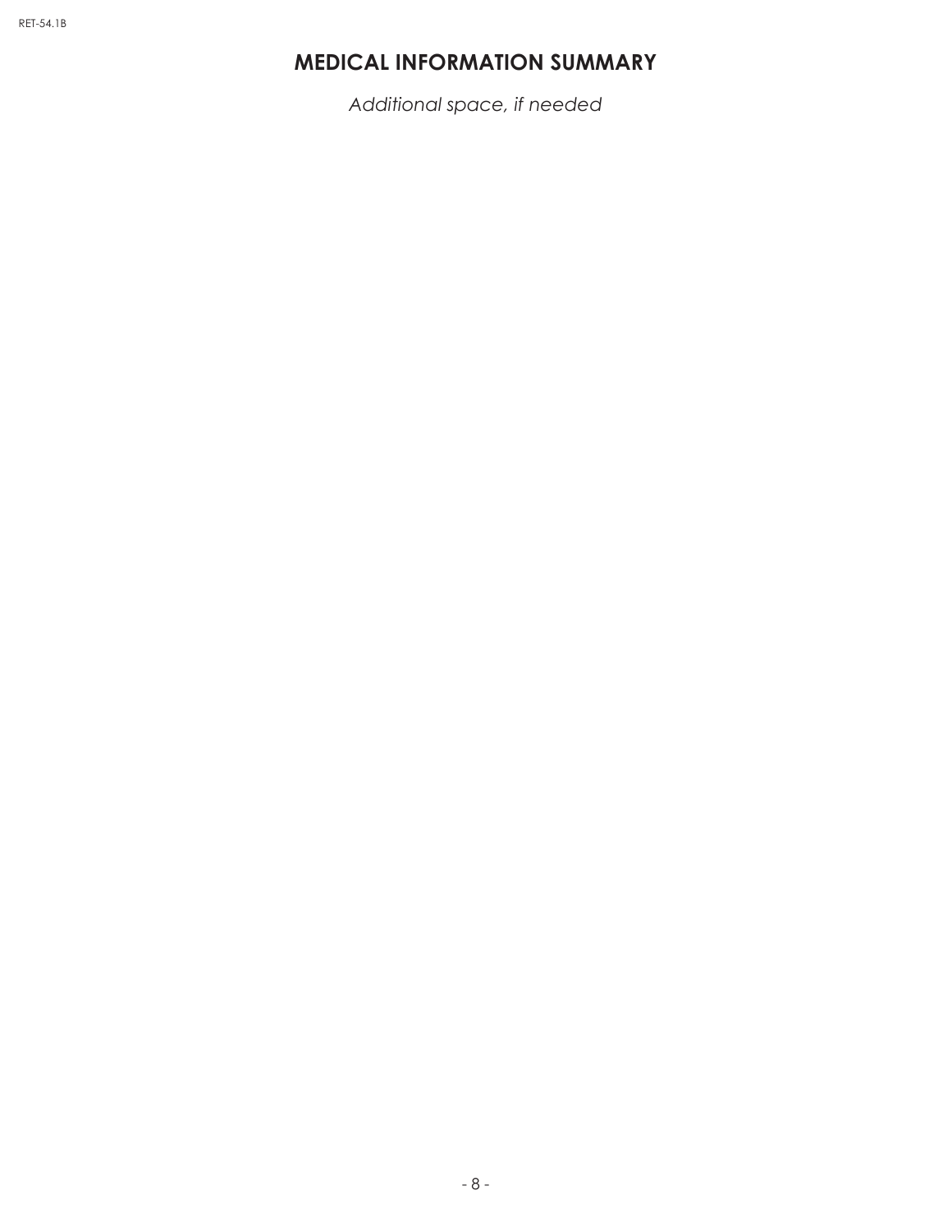# MEDICAL INFORMATION SUMMARY

*Additional space, if needed*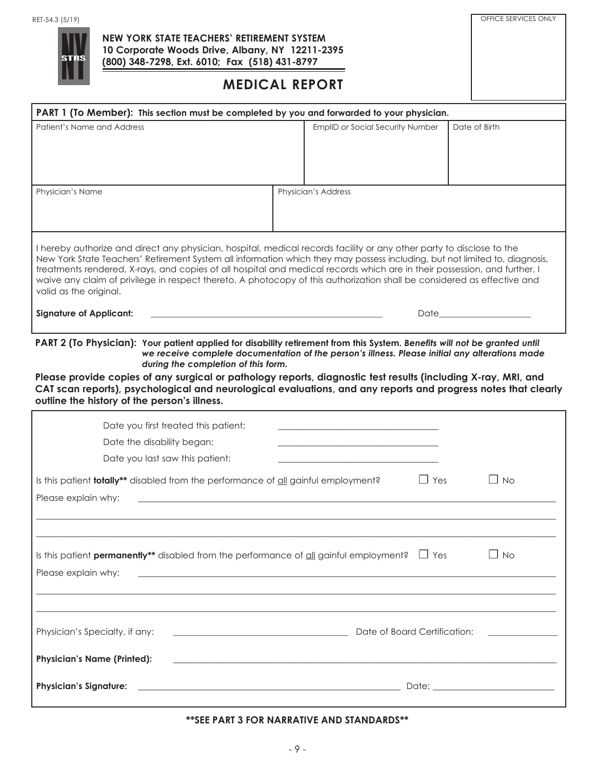RET-54.3 (5/19)

OFFICE SERVICES ONLY

**NEW YORK STATE TEACHERS' RETIREMENT SYSTEM**
**10 Corporate Woods Drive, Albany, NY 12211-2395**
**(800) 348-7298, Ext. 6010; Fax (518) 431-8797**

# MEDICAL REPORT

**PART 1 (To Member): This section must be completed by you and forwarded to your physician.**

| Patient's Name and Address | EmplID *or* Social Security Number | Date of Birth |
|---|---|---|
| | | |

| Physician's Name | Physician's Address |
|---|---|
| | |

I hereby authorize and direct any physician, hospital, medical records facility or any other party to disclose to the New York State Teachers' Retirement System all information which they may possess including, but not limited to, diagnosis, treatments rendered, X-rays, and copies of all hospital and medical records which are in their possession, and further, I waive any claim of privilege in respect thereto. A photocopy of this authorization shall be considered as effective and valid as the original.

**Signature of Applicant:** ______________________________ Date______________

**PART 2 (To Physician): Your patient applied for disability retirement from this System. *Benefits will not be granted until we receive complete documentation of the person's illness. Please initial any alterations made during the completion of this form.***

**Please provide copies of any surgical or pathology reports, diagnostic test results (including X-ray, MRI, and CAT scan reports), psychological and neurological evaluations, and any reports and progress notes that clearly outline the history of the person's illness.**

Date you first treated this patient: ______________________

Date the disability began: ______________________

Date you last saw this patient: ______________________

Is this patient **totally**** disabled from the performance of all gainful employment? ☐ Yes ☐ No

Please explain why: ____________________________________________

____________________________________________

____________________________________________

Is this patient **permanently**** disabled from the performance of all gainful employment? ☐ Yes ☐ No

Please explain why: ____________________________________________

____________________________________________

____________________________________________

Physician's Specialty, if any: ______________________ Date of Board Certification: ____________

**Physician's Name (Printed):** ____________________________________________

**Physician's Signature:** ______________________________ Date: ______________

****SEE PART 3 FOR NARRATIVE AND STANDARDS****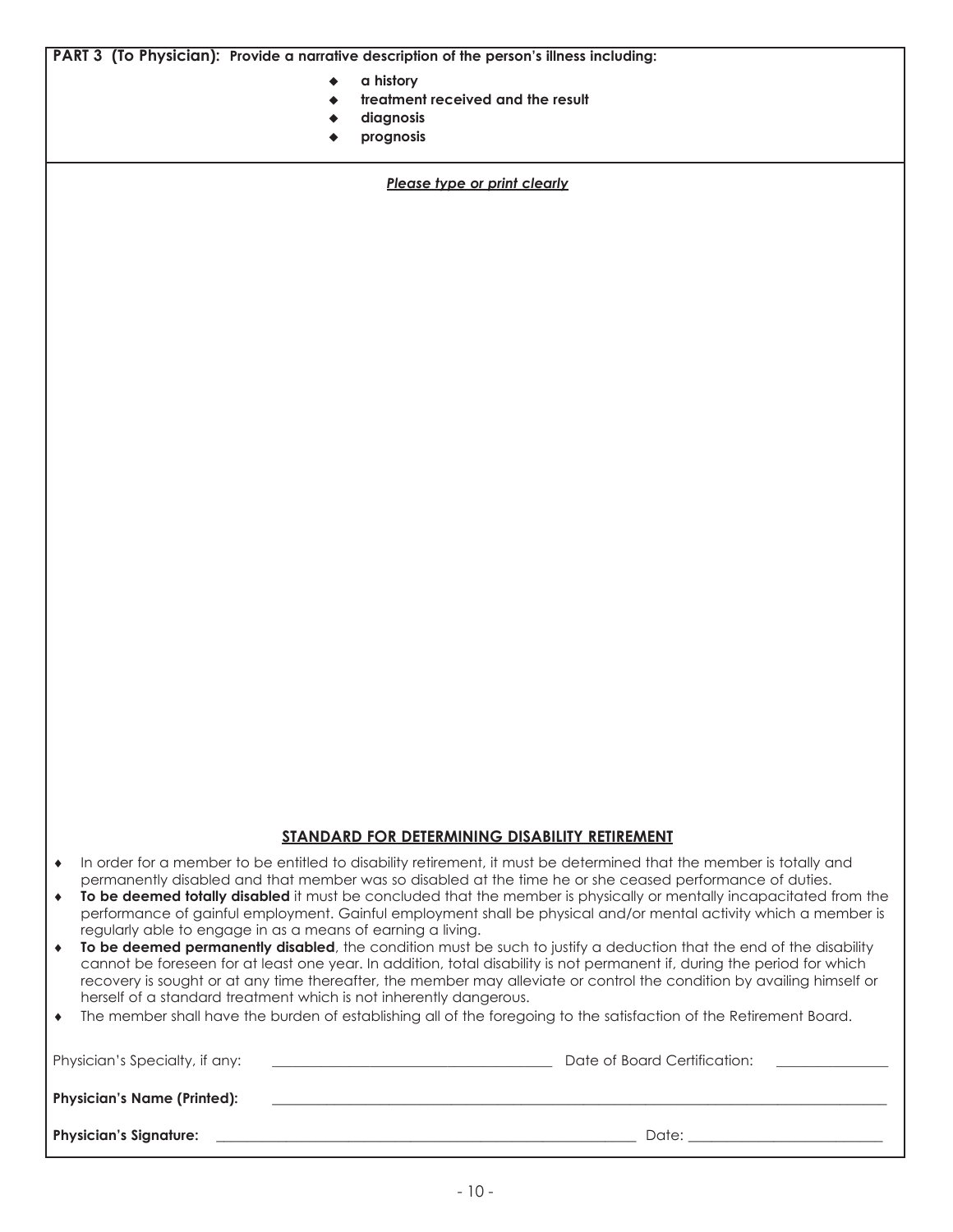**PART 3 (To Physician): Provide a narrative description of the person's illness including:**

- **a history**
- **treatment received and the result**
- **diagnosis**
- **prognosis**

***Please type or print clearly***

## STANDARD FOR DETERMINING DISABILITY RETIREMENT

- In order for a member to be entitled to disability retirement, it must be determined that the member is totally and permanently disabled and that member was so disabled at the time he or she ceased performance of duties.
- **To be deemed totally disabled** it must be concluded that the member is physically or mentally incapacitated from the performance of gainful employment. Gainful employment shall be physical and/or mental activity which a member is regularly able to engage in as a means of earning a living.
- **To be deemed permanently disabled**, the condition must be such to justify a deduction that the end of the disability cannot be foreseen for at least one year. In addition, total disability is not permanent if, during the period for which recovery is sought or at any time thereafter, the member may alleviate or control the condition by availing himself or herself of a standard treatment which is not inherently dangerous.
- The member shall have the burden of establishing all of the foregoing to the satisfaction of the Retirement Board.

Physician's Specialty, if any: ______________________ Date of Board Certification: ______________

**Physician's Name (Printed):** ______________________________________________

**Physician's Signature:** ______________________________ Date: ______________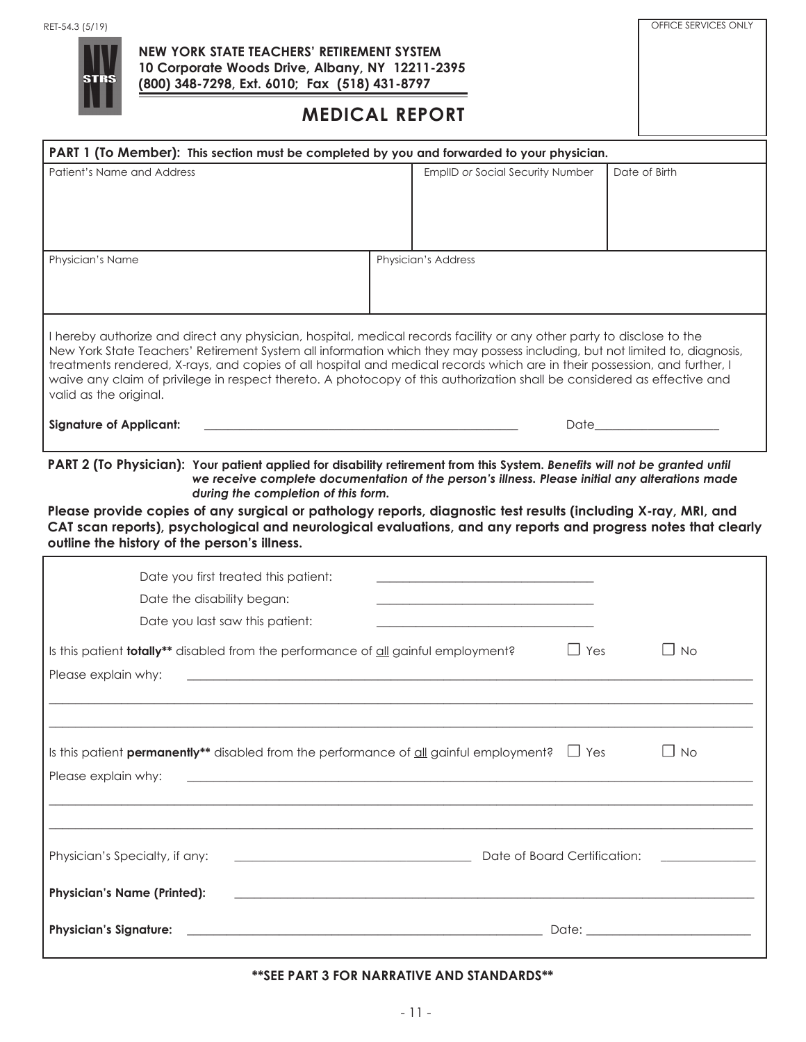RET-54.3 (5/19)

OFFICE SERVICES ONLY

**NEW YORK STATE TEACHERS' RETIREMENT SYSTEM**
**10 Corporate Woods Drive, Albany, NY 12211-2395**
**(800) 348-7298, Ext. 6010; Fax (518) 431-8797**

# MEDICAL REPORT

**PART 1 (To Member): This section must be completed by you and forwarded to your physician.**

| Patient's Name and Address | EmplID *or* Social Security Number | Date of Birth |
|---|---|---|
| | | |

| Physician's Name | Physician's Address |
|---|---|
| | |

I hereby authorize and direct any physician, hospital, medical records facility or any other party to disclose to the New York State Teachers' Retirement System all information which they may possess including, but not limited to, diagnosis, treatments rendered, X-rays, and copies of all hospital and medical records which are in their possession, and further, I waive any claim of privilege in respect thereto. A photocopy of this authorization shall be considered as effective and valid as the original.

**Signature of Applicant:** ______________________________ Date______________

**PART 2 (To Physician): Your patient applied for disability retirement from this System. *Benefits will not be granted until we receive complete documentation of the person's illness. Please initial any alterations made during the completion of this form.***

**Please provide copies of any surgical or pathology reports, diagnostic test results (including X-ray, MRI, and CAT scan reports), psychological and neurological evaluations, and any reports and progress notes that clearly outline the history of the person's illness.**

Date you first treated this patient: ______________________

Date the disability began: ______________________

Date you last saw this patient: ______________________

Is this patient **totally**** disabled from the performance of <u>all</u> gainful employment? ☐ Yes ☐ No

Please explain why: ______________________________________________

______________________________________________

______________________________________________

Is this patient **permanently**** disabled from the performance of <u>all</u> gainful employment? ☐ Yes ☐ No

Please explain why: ______________________________________________

______________________________________________

______________________________________________

Physician's Specialty, if any: ______________________ Date of Board Certification: ____________

**Physician's Name (Printed):** ______________________________________________

**Physician's Signature:** ______________________________ Date: ______________

****SEE PART 3 FOR NARRATIVE AND STANDARDS****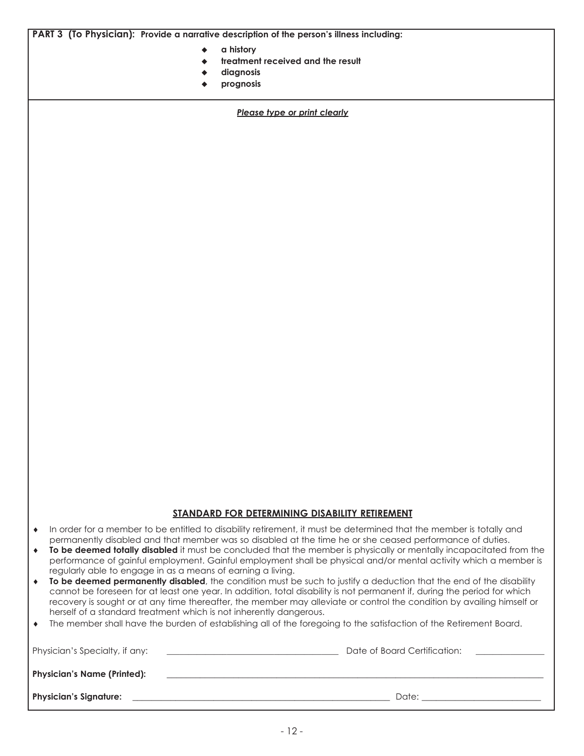**PART 3 (To Physician): Provide a narrative description of the person's illness including:**

- **a history**
- **treatment received and the result**
- **diagnosis**
- **prognosis**

***Please type or print clearly***

## STANDARD FOR DETERMINING DISABILITY RETIREMENT

- In order for a member to be entitled to disability retirement, it must be determined that the member is totally and permanently disabled and that member was so disabled at the time he or she ceased performance of duties.
- **To be deemed totally disabled** it must be concluded that the member is physically or mentally incapacitated from the performance of gainful employment. Gainful employment shall be physical and/or mental activity which a member is regularly able to engage in as a means of earning a living.
- **To be deemed permanently disabled**, the condition must be such to justify a deduction that the end of the disability cannot be foreseen for at least one year. In addition, total disability is not permanent if, during the period for which recovery is sought or at any time thereafter, the member may alleviate or control the condition by availing himself or herself of a standard treatment which is not inherently dangerous.
- The member shall have the burden of establishing all of the foregoing to the satisfaction of the Retirement Board.

Physician's Specialty, if any: ______________________ Date of Board Certification: ______________

**Physician's Name (Printed):** ______________________________________________

**Physician's Signature:** ______________________________ Date: ______________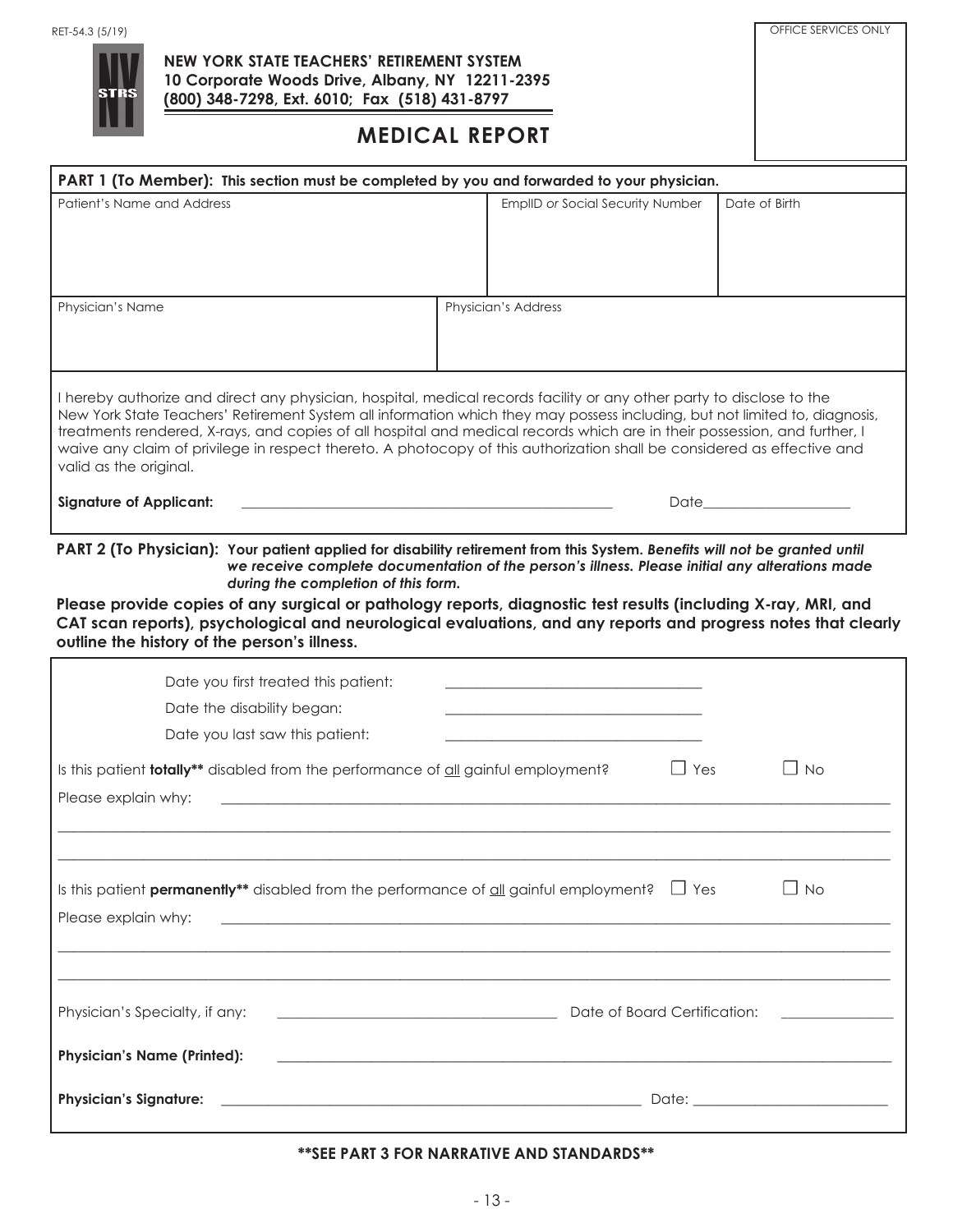RET-54.3 (5/19)

**NEW YORK STATE TEACHERS' RETIREMENT SYSTEM**
**10 Corporate Woods Drive, Albany, NY 12211-2395**
**(800) 348-7298, Ext. 6010; Fax (518) 431-8797**

OFFICE SERVICES ONLY

# MEDICAL REPORT

**PART 1 (To Member): This section must be completed by you and forwarded to your physician.**

| Patient's Name and Address | EmplID *or* Social Security Number | Date of Birth |
| --- | --- | --- |
| | | |

| Physician's Name | Physician's Address |
| --- | --- |
| | |

I hereby authorize and direct any physician, hospital, medical records facility or any other party to disclose to the New York State Teachers' Retirement System all information which they may possess including, but not limited to, diagnosis, treatments rendered, X-rays, and copies of all hospital and medical records which are in their possession, and further, I waive any claim of privilege in respect thereto. A photocopy of this authorization shall be considered as effective and valid as the original.

**Signature of Applicant:** ______________________________ Date________________

**PART 2 (To Physician): Your patient applied for disability retirement from this System.** ***Benefits will not be granted until we receive complete documentation of the person's illness. Please initial any alterations made during the completion of this form.***

**Please provide copies of any surgical or pathology reports, diagnostic test results (including X-ray, MRI, and CAT scan reports), psychological and neurological evaluations, and any reports and progress notes that clearly outline the history of the person's illness.**

Date you first treated this patient: ______________________________

Date the disability began: ______________________________

Date you last saw this patient: ______________________________

Is this patient **totally\*\*** disabled from the performance of all gainful employment? ☐ Yes ☐ No

Please explain why: ____________________________________________

____________________________________________

____________________________________________

Is this patient **permanently\*\*** disabled from the performance of all gainful employment? ☐ Yes ☐ No

Please explain why: ____________________________________________

____________________________________________

____________________________________________

Physician's Specialty, if any: ______________________________ Date of Board Certification: ______________

**Physician's Name (Printed):** ____________________________________________

**Physician's Signature:** ______________________________ Date: ______________________

**\*\*SEE PART 3 FOR NARRATIVE AND STANDARDS\*\***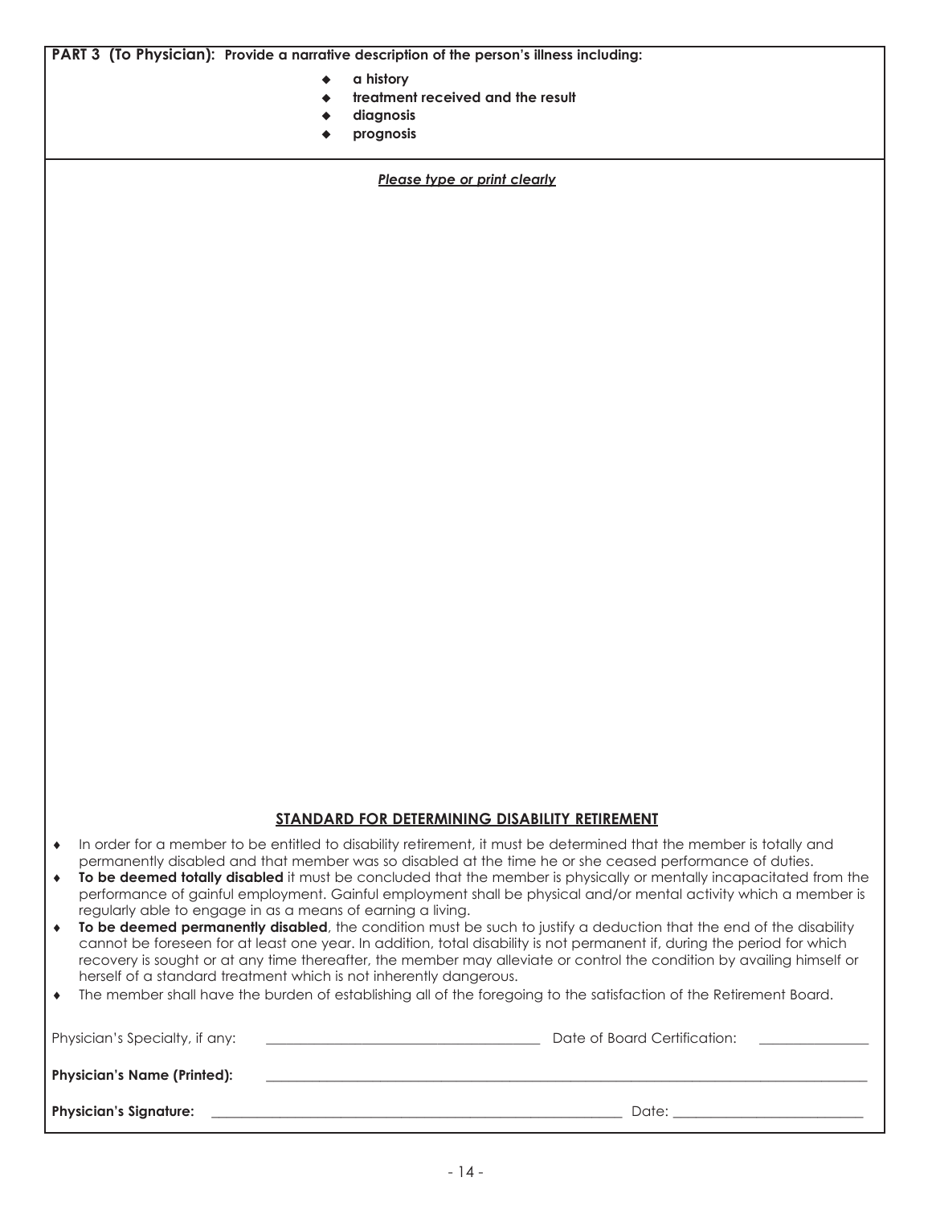**PART 3 (To Physician): Provide a narrative description of the person's illness including:**

- **a history**
- **treatment received and the result**
- **diagnosis**
- **prognosis**

***Please type or print clearly***

## STANDARD FOR DETERMINING DISABILITY RETIREMENT

- In order for a member to be entitled to disability retirement, it must be determined that the member is totally and permanently disabled and that member was so disabled at the time he or she ceased performance of duties.
- **To be deemed totally disabled** it must be concluded that the member is physically or mentally incapacitated from the performance of gainful employment. Gainful employment shall be physical and/or mental activity which a member is regularly able to engage in as a means of earning a living.
- **To be deemed permanently disabled**, the condition must be such to justify a deduction that the end of the disability cannot be foreseen for at least one year. In addition, total disability is not permanent if, during the period for which recovery is sought or at any time thereafter, the member may alleviate or control the condition by availing himself or herself of a standard treatment which is not inherently dangerous.
- The member shall have the burden of establishing all of the foregoing to the satisfaction of the Retirement Board.

Physician's Specialty, if any: ______________________ Date of Board Certification: ______________

**Physician's Name (Printed):** ______________________________________________

**Physician's Signature:** ______________________________ Date: ______________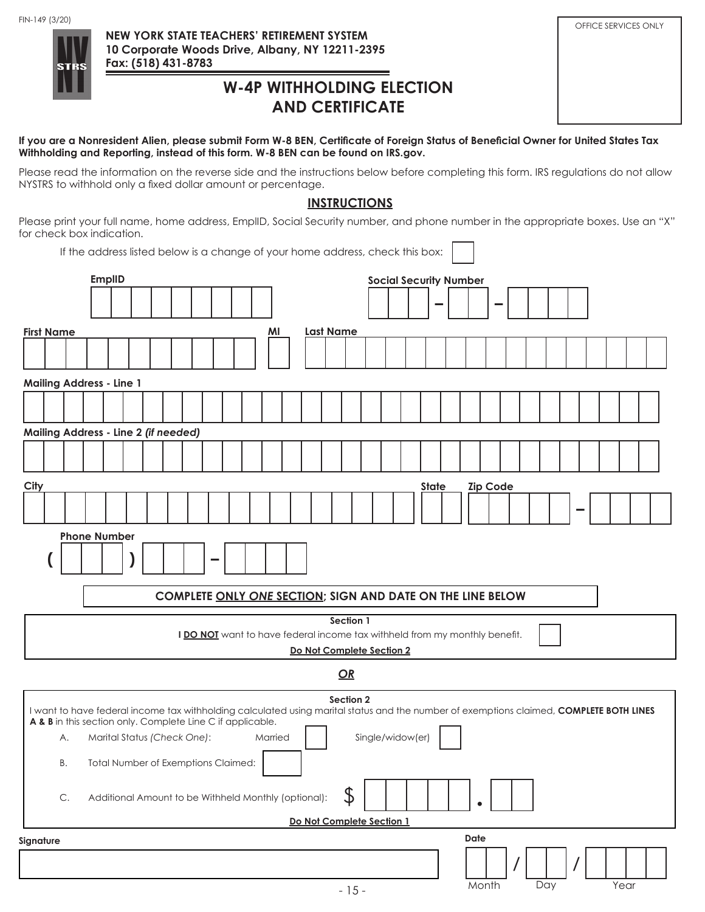FIN-149 (3/20)

**NEW YORK STATE TEACHERS' RETIREMENT SYSTEM**
**10 Corporate Woods Drive, Albany, NY 12211-2395**
**Fax: (518) 431-8783**

OFFICE SERVICES ONLY

# W-4P WITHHOLDING ELECTION AND CERTIFICATE

**If you are a Nonresident Alien, please submit Form W-8 BEN, Certificate of Foreign Status of Beneficial Owner for United States Tax Withholding and Reporting, instead of this form. W-8 BEN can be found on IRS.gov.**

Please read the information on the reverse side and the instructions below before completing this form. IRS regulations do not allow NYSTRS to withhold only a fixed dollar amount or percentage.

## INSTRUCTIONS

Please print your full name, home address, EmplID, Social Security number, and phone number in the appropriate boxes. Use an "X" for check box indication.

If the address listed below is a change of your home address, check this box: ☐

**EmplID** ______________________ **Social Security Number** ___ ___ ___ – ___ ___ – ___ ___ ___ ___

**First Name** ______________________ **MI** ___ **Last Name** ______________________

**Mailing Address - Line 1** ______________________

**Mailing Address - Line 2** ***(if needed)*** ______________________

**City** ______________________ **State** ___ **Zip Code** ___ ___ ___ ___ ___ – ___ ___ ___ ___

**Phone Number** ( ___ ___ ___ ) ___ ___ ___ – ___ ___ ___ ___

**COMPLETE ONLY *ONE* SECTION; SIGN AND DATE ON THE LINE BELOW**

**Section 1**

**I DO NOT** want to have federal income tax withheld from my monthly benefit. ☐

**Do Not Complete Section 2**

***OR***

**Section 2**

I want to have federal income tax withholding calculated using marital status and the number of exemptions claimed, **COMPLETE BOTH LINES A & B** in this section only. Complete Line C if applicable.

A. Marital Status *(Check One)*: Married ☐ Single/widow(er) ☐

B. Total Number of Exemptions Claimed: ___

C. Additional Amount to be Withheld Monthly (optional): $ ___ ___ ___ ___ ___ . ___ ___

**Do Not Complete Section 1**

**Signature** ______________________ **Date** ___ ___ / ___ ___ / ___ ___ ___ ___
Month Day Year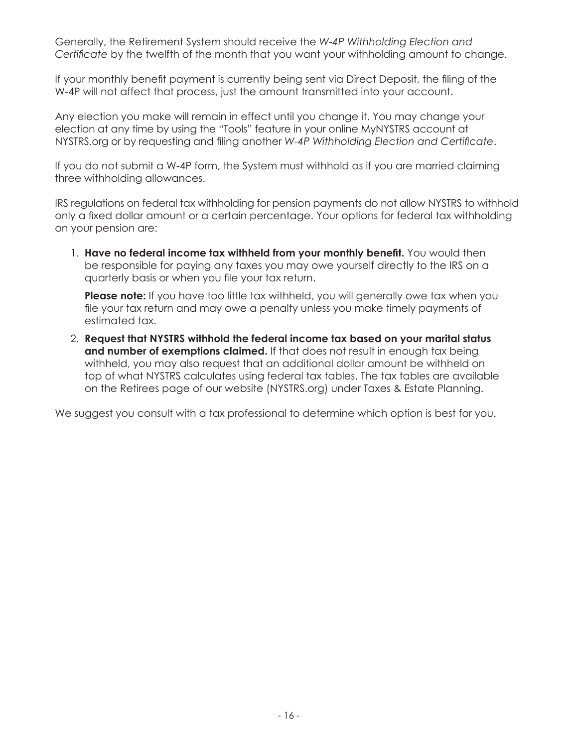Generally, the Retirement System should receive the *W-4P Withholding Election and Certificate* by the twelfth of the month that you want your withholding amount to change.

If your monthly benefit payment is currently being sent via Direct Deposit, the filing of the W-4P will not affect that process, just the amount transmitted into your account.

Any election you make will remain in effect until you change it. You may change your election at any time by using the "Tools" feature in your online MyNYSTRS account at NYSTRS.org or by requesting and filing another *W-4P Withholding Election and Certificate*.

If you do not submit a W-4P form, the System must withhold as if you are married claiming three withholding allowances.

IRS regulations on federal tax withholding for pension payments do not allow NYSTRS to withhold only a fixed dollar amount or a certain percentage. Your options for federal tax withholding on your pension are:

1. **Have no federal income tax withheld from your monthly benefit.** You would then be responsible for paying any taxes you may owe yourself directly to the IRS on a quarterly basis or when you file your tax return.

   **Please note:** If you have too little tax withheld, you will generally owe tax when you file your tax return and may owe a penalty unless you make timely payments of estimated tax.

2. **Request that NYSTRS withhold the federal income tax based on your marital status and number of exemptions claimed.** If that does not result in enough tax being withheld, you may also request that an additional dollar amount be withheld on top of what NYSTRS calculates using federal tax tables. The tax tables are available on the Retirees page of our website (NYSTRS.org) under Taxes & Estate Planning.

We suggest you consult with a tax professional to determine which option is best for you.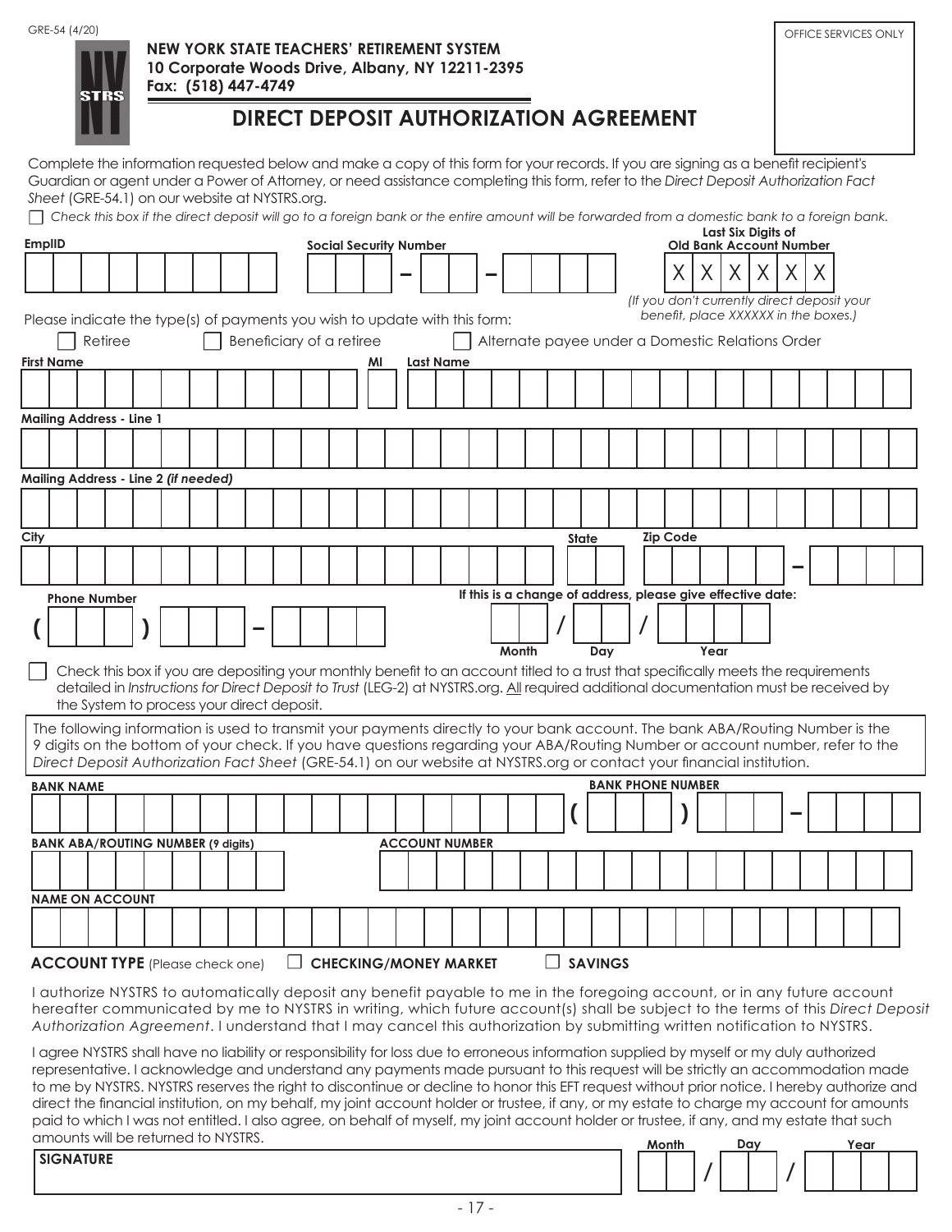GRE-54 (4/20)

OFFICE SERVICES ONLY

**NEW YORK STATE TEACHERS' RETIREMENT SYSTEM**
**10 Corporate Woods Drive, Albany, NY 12211-2395**
**Fax: (518) 447-4749**

# DIRECT DEPOSIT AUTHORIZATION AGREEMENT

Complete the information requested below and make a copy of this form for your records. If you are signing as a benefit recipient's Guardian or agent under a Power of Attorney, or need assistance completing this form, refer to the *Direct Deposit Authorization Fact Sheet* (GRE-54.1) on our website at NYSTRS.org.

☐ *Check this box if the direct deposit will go to a foreign bank or the entire amount will be forwarded from a domestic bank to a foreign bank.*

**EmplID** ____________

**Social Security Number** ___ – __ – ____

**Last Six Digits of Old Bank Account Number** X X X X X X

*(If you don't currently direct deposit your benefit, place XXXXXX in the boxes.)*

Please indicate the type(s) of payments you wish to update with this form:

☐ Retiree ☐ Beneficiary of a retiree ☐ Alternate payee under a Domestic Relations Order

**First Name** ____________ **MI** __ **Last Name** ____________

**Mailing Address - Line 1** ____________

**Mailing Address - Line 2** ***(if needed)*** ____________

**City** ____________ **State** __ **Zip Code** _____ – ____

**Phone Number** ( ___ ) ___ – ____

**If this is a change of address, please give effective date:** ___ / ___ / ____
Month Day Year

☐ Check this box if you are depositing your monthly benefit to an account titled to a trust that specifically meets the requirements detailed in *Instructions for Direct Deposit to Trust* (LEG-2) at NYSTRS.org. All required additional documentation must be received by the System to process your direct deposit.

The following information is used to transmit your payments directly to your bank account. The bank ABA/Routing Number is the 9 digits on the bottom of your check. If you have questions regarding your ABA/Routing Number or account number, refer to the *Direct Deposit Authorization Fact Sheet* (GRE-54.1) on our website at NYSTRS.org or contact your financial institution.

**BANK NAME** ____________

**BANK PHONE NUMBER** ( ___ ) ___ – ____

**BANK ABA/ROUTING NUMBER (9 digits)** ____________

**ACCOUNT NUMBER** ____________

**NAME ON ACCOUNT** ____________

**ACCOUNT TYPE** (Please check one) ☐ **CHECKING/MONEY MARKET** ☐ **SAVINGS**

I authorize NYSTRS to automatically deposit any benefit payable to me in the foregoing account, or in any future account hereafter communicated by me to NYSTRS in writing, which future account(s) shall be subject to the terms of this *Direct Deposit Authorization Agreement*. I understand that I may cancel this authorization by submitting written notification to NYSTRS.

I agree NYSTRS shall have no liability or responsibility for loss due to erroneous information supplied by myself or my duly authorized representative. I acknowledge and understand any payments made pursuant to this request will be strictly an accommodation made to me by NYSTRS. NYSTRS reserves the right to discontinue or decline to honor this EFT request without prior notice. I hereby authorize and direct the financial institution, on my behalf, my joint account holder or trustee, if any, or my estate to charge my account for amounts paid to which I was not entitled. I also agree, on behalf of myself, my joint account holder or trustee, if any, and my estate that such amounts will be returned to NYSTRS.

**SIGNATURE** ____________ ___ / ___ / ____
Month Day Year